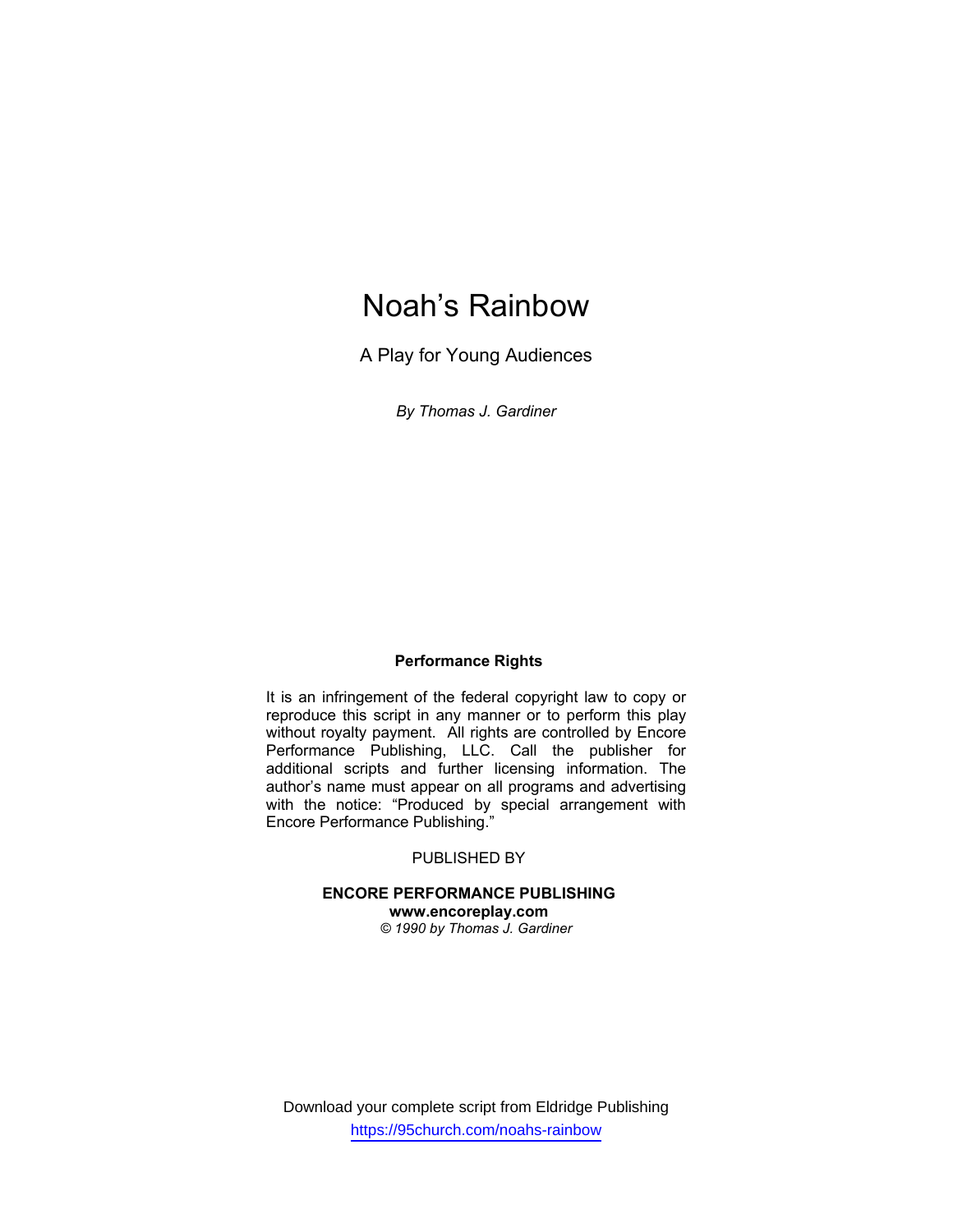# Noah's Rainbow

A Play for Young Audiences

*By Thomas J. Gardiner*

**Performance Rights**

It is an infringement of the federal copyright law to copy or reproduce this script in any manner or to perform this play without royalty payment. All rights are controlled by Encore Performance Publishing, LLC. Call the publisher for additional scripts and further licensing information. The author's name must appear on all programs and advertising with the notice: "Produced by special arrangement with Encore Performance Publishing."

PUBLISHED BY

**ENCORE PERFORMANCE PUBLISHING**
**www.encoreplay.com**
*© 1990 by Thomas J. Gardiner*

Download your complete script from Eldridge Publishing
https://95church.com/noahs-rainbow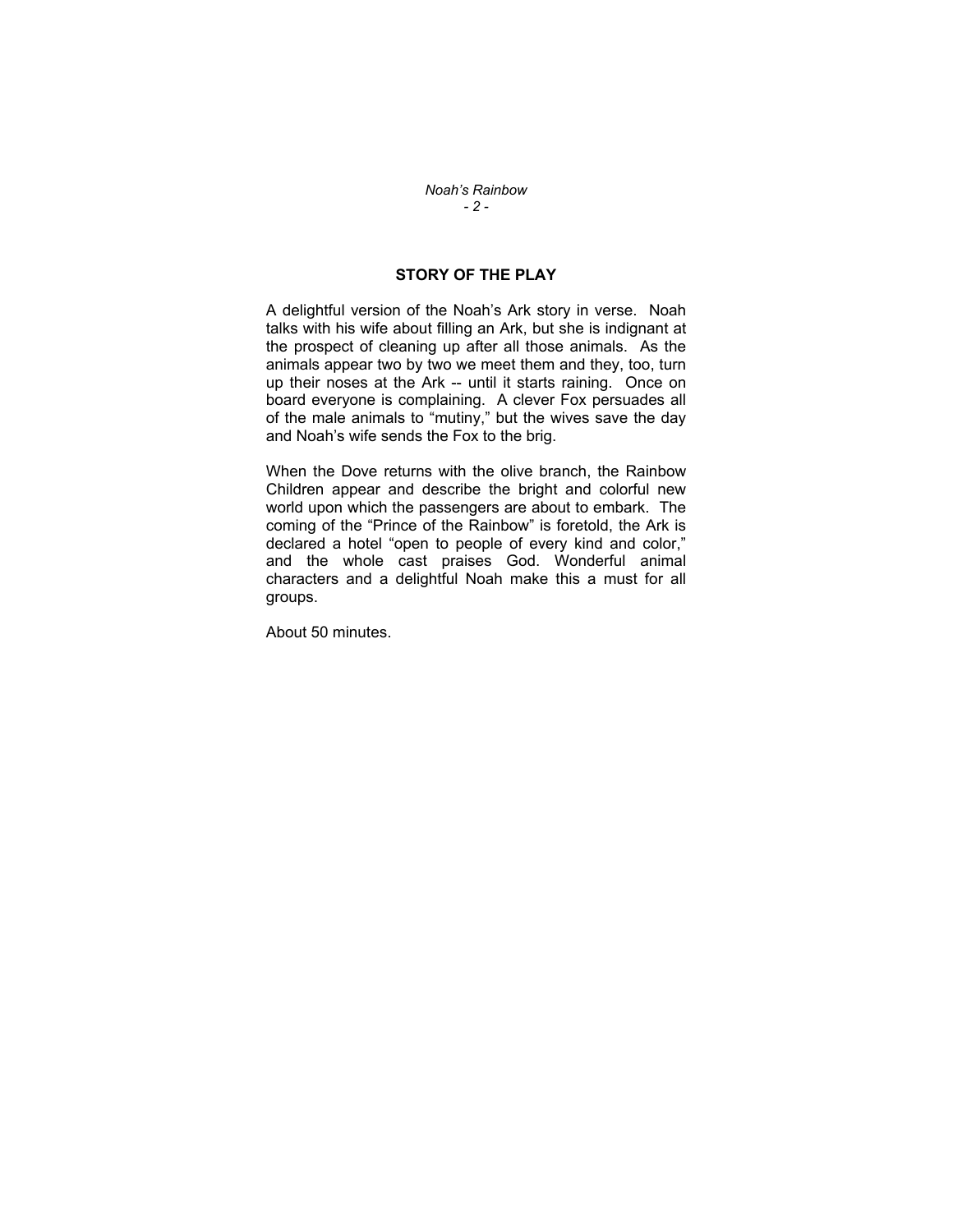## STORY OF THE PLAY

A delightful version of the Noah's Ark story in verse. Noah talks with his wife about filling an Ark, but she is indignant at the prospect of cleaning up after all those animals. As the animals appear two by two we meet them and they, too, turn up their noses at the Ark -- until it starts raining. Once on board everyone is complaining. A clever Fox persuades all of the male animals to "mutiny," but the wives save the day and Noah's wife sends the Fox to the brig.

When the Dove returns with the olive branch, the Rainbow Children appear and describe the bright and colorful new world upon which the passengers are about to embark. The coming of the "Prince of the Rainbow" is foretold, the Ark is declared a hotel "open to people of every kind and color," and the whole cast praises God. Wonderful animal characters and a delightful Noah make this a must for all groups.

About 50 minutes.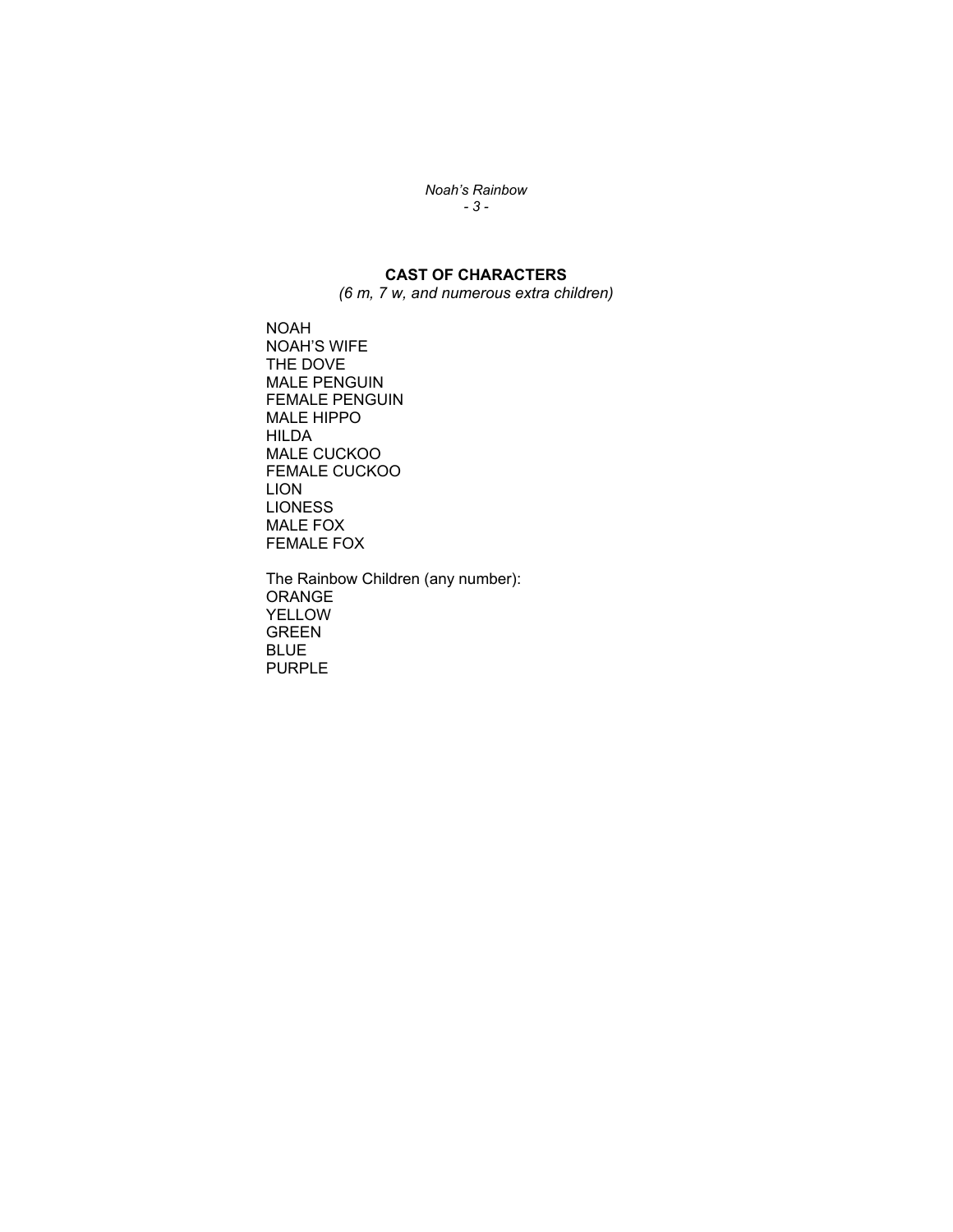## CAST OF CHARACTERS

*(6 m, 7 w, and numerous extra children)*

NOAH
NOAH'S WIFE
THE DOVE
MALE PENGUIN
FEMALE PENGUIN
MALE HIPPO
HILDA
MALE CUCKOO
FEMALE CUCKOO
LION
LIONESS
MALE FOX
FEMALE FOX

The Rainbow Children (any number):
ORANGE
YELLOW
GREEN
BLUE
PURPLE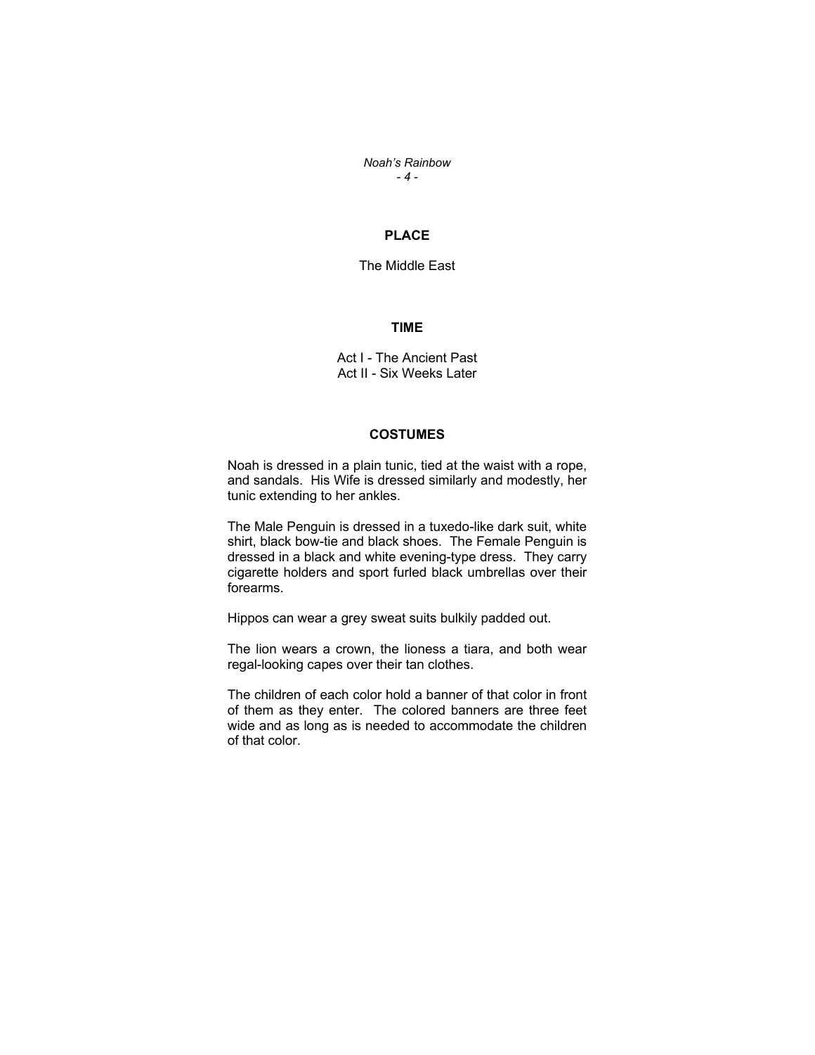## PLACE

The Middle East

## TIME

Act I - The Ancient Past
Act II - Six Weeks Later

## COSTUMES

Noah is dressed in a plain tunic, tied at the waist with a rope, and sandals. His Wife is dressed similarly and modestly, her tunic extending to her ankles.

The Male Penguin is dressed in a tuxedo-like dark suit, white shirt, black bow-tie and black shoes. The Female Penguin is dressed in a black and white evening-type dress. They carry cigarette holders and sport furled black umbrellas over their forearms.

Hippos can wear a grey sweat suits bulkily padded out.

The lion wears a crown, the lioness a tiara, and both wear regal-looking capes over their tan clothes.

The children of each color hold a banner of that color in front of them as they enter. The colored banners are three feet wide and as long as is needed to accommodate the children of that color.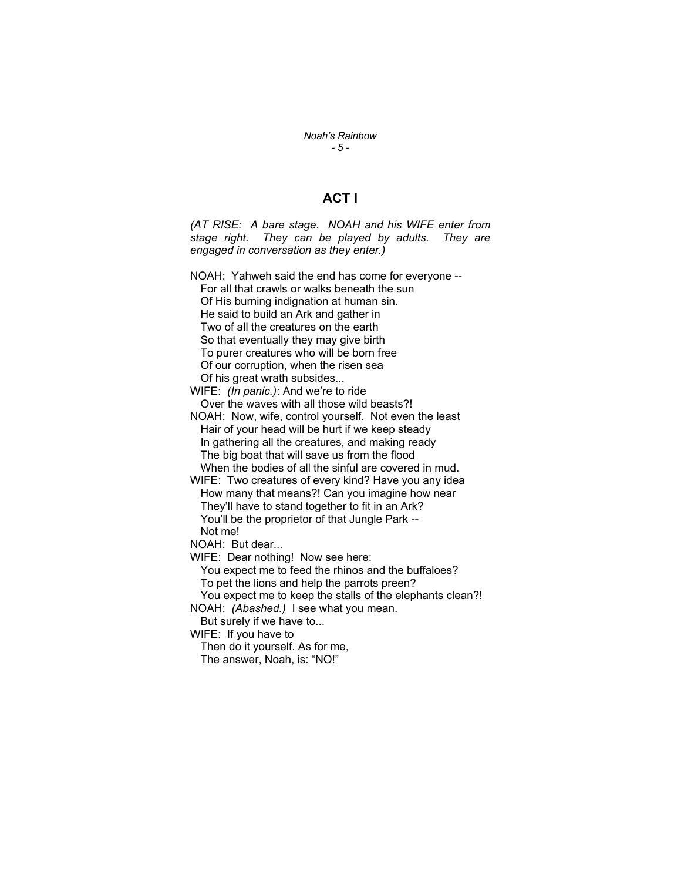# ACT I

*(AT RISE: A bare stage. NOAH and his WIFE enter from stage right. They can be played by adults. They are engaged in conversation as they enter.)*

NOAH: Yahweh said the end has come for everyone --
For all that crawls or walks beneath the sun
Of His burning indignation at human sin.
He said to build an Ark and gather in
Two of all the creatures on the earth
So that eventually they may give birth
To purer creatures who will be born free
Of our corruption, when the risen sea
Of his great wrath subsides...

WIFE: *(In panic.)*: And we're to ride
Over the waves with all those wild beasts?!

NOAH: Now, wife, control yourself. Not even the least
Hair of your head will be hurt if we keep steady
In gathering all the creatures, and making ready
The big boat that will save us from the flood
When the bodies of all the sinful are covered in mud.

WIFE: Two creatures of every kind? Have you any idea
How many that means?! Can you imagine how near
They'll have to stand together to fit in an Ark?
You'll be the proprietor of that Jungle Park --
Not me!

NOAH: But dear...

WIFE: Dear nothing! Now see here:
You expect me to feed the rhinos and the buffaloes?
To pet the lions and help the parrots preen?
You expect me to keep the stalls of the elephants clean?!

NOAH: *(Abashed.)* I see what you mean.
But surely if we have to...

WIFE: If you have to
Then do it yourself. As for me,
The answer, Noah, is: "NO!"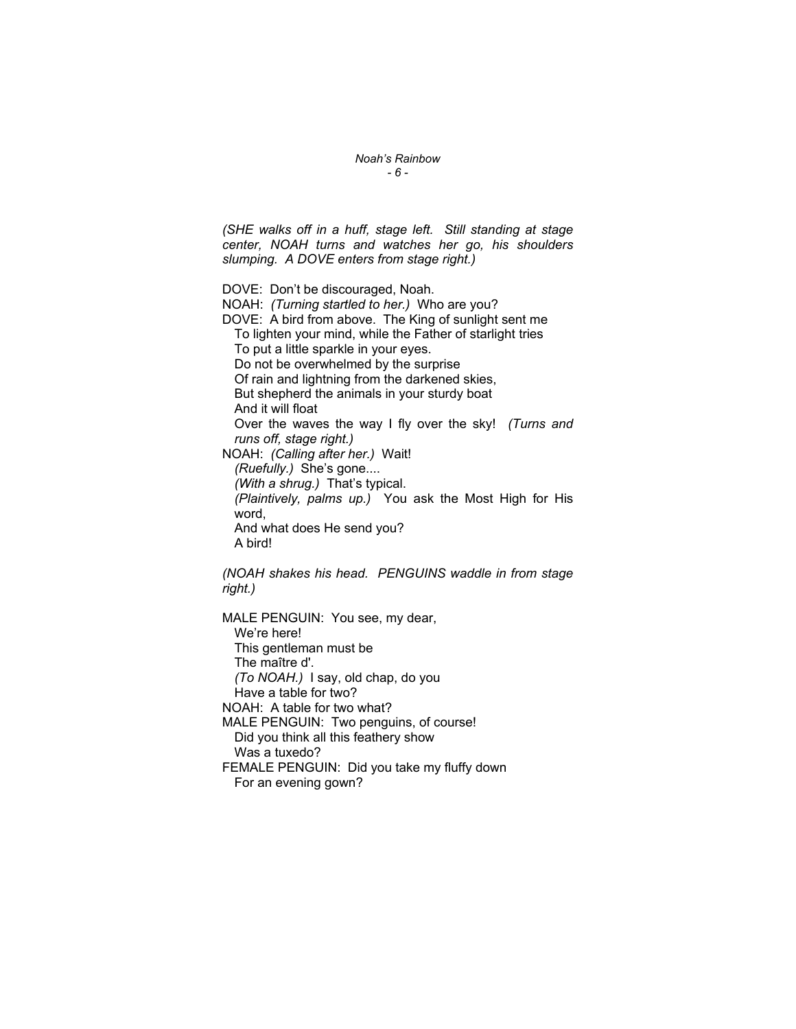*(SHE walks off in a huff, stage left. Still standing at stage center, NOAH turns and watches her go, his shoulders slumping. A DOVE enters from stage right.)*

DOVE: Don't be discouraged, Noah.
NOAH: *(Turning startled to her.)* Who are you?
DOVE: A bird from above. The King of sunlight sent me
To lighten your mind, while the Father of starlight tries
To put a little sparkle in your eyes.
Do not be overwhelmed by the surprise
Of rain and lightning from the darkened skies,
But shepherd the animals in your sturdy boat
And it will float
Over the waves the way I fly over the sky! *(Turns and runs off, stage right.)*
NOAH: *(Calling after her.)* Wait!
*(Ruefully.)* She's gone....
*(With a shrug.)* That's typical.
*(Plaintively, palms up.)* You ask the Most High for His word,
And what does He send you?
A bird!

*(NOAH shakes his head. PENGUINS waddle in from stage right.)*

MALE PENGUIN: You see, my dear,
We're here!
This gentleman must be
The maître d'.
*(To NOAH.)* I say, old chap, do you
Have a table for two?
NOAH: A table for two what?
MALE PENGUIN: Two penguins, of course!
Did you think all this feathery show
Was a tuxedo?
FEMALE PENGUIN: Did you take my fluffy down
For an evening gown?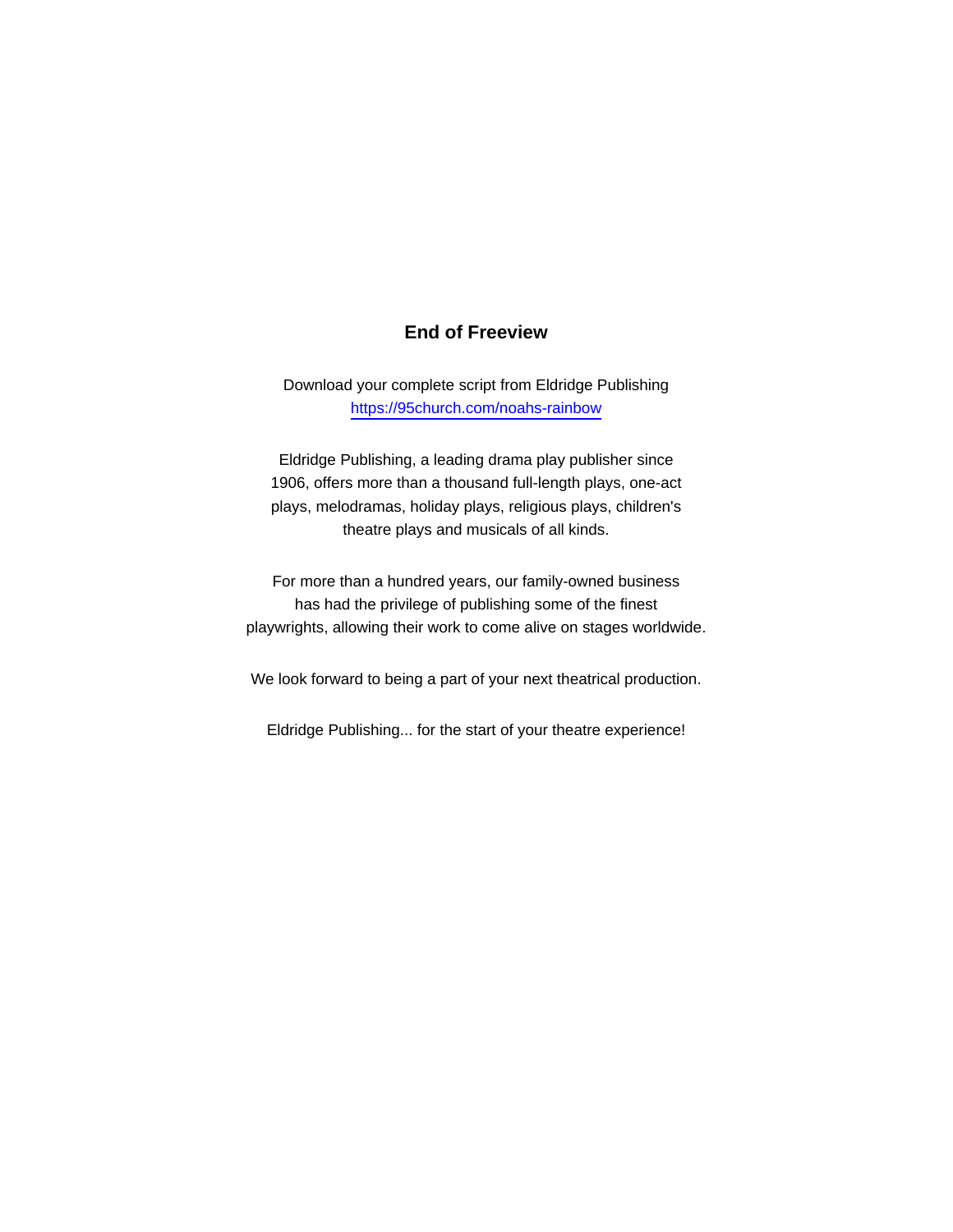**End of Freeview**

Download your complete script from Eldridge Publishing
https://95church.com/noahs-rainbow

Eldridge Publishing, a leading drama play publisher since 1906, offers more than a thousand full-length plays, one-act plays, melodramas, holiday plays, religious plays, children's theatre plays and musicals of all kinds.

For more than a hundred years, our family-owned business has had the privilege of publishing some of the finest playwrights, allowing their work to come alive on stages worldwide.

We look forward to being a part of your next theatrical production.

Eldridge Publishing... for the start of your theatre experience!